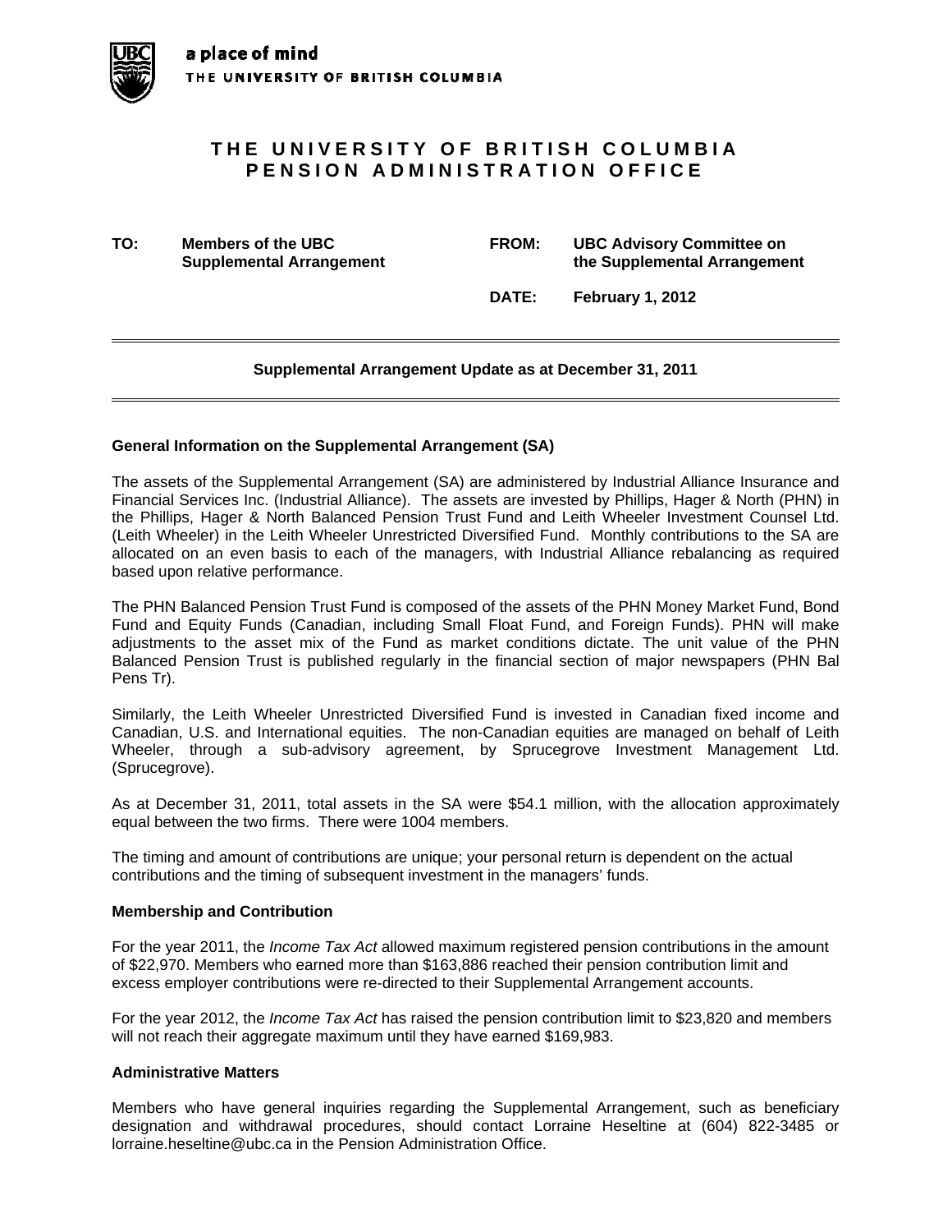a place of mind

THE UNIVERSITY OF BRITISH COLUMBIA

# THE UNIVERSITY OF BRITISH COLUMBIA PENSION ADMINISTRATION OFFICE

| | | | |
|---|---|---|---|
| **TO:** | **Members of the UBC Supplemental Arrangement** | **FROM:** | **UBC Advisory Committee on the Supplemental Arrangement** |
| | | **DATE:** | **February 1, 2012** |

---

**Supplemental Arrangement Update as at December 31, 2011**

---

### General Information on the Supplemental Arrangement (SA)

The assets of the Supplemental Arrangement (SA) are administered by Industrial Alliance Insurance and Financial Services Inc. (Industrial Alliance). The assets are invested by Phillips, Hager & North (PHN) in the Phillips, Hager & North Balanced Pension Trust Fund and Leith Wheeler Investment Counsel Ltd. (Leith Wheeler) in the Leith Wheeler Unrestricted Diversified Fund. Monthly contributions to the SA are allocated on an even basis to each of the managers, with Industrial Alliance rebalancing as required based upon relative performance.

The PHN Balanced Pension Trust Fund is composed of the assets of the PHN Money Market Fund, Bond Fund and Equity Funds (Canadian, including Small Float Fund, and Foreign Funds). PHN will make adjustments to the asset mix of the Fund as market conditions dictate. The unit value of the PHN Balanced Pension Trust is published regularly in the financial section of major newspapers (PHN Bal Pens Tr).

Similarly, the Leith Wheeler Unrestricted Diversified Fund is invested in Canadian fixed income and Canadian, U.S. and International equities. The non-Canadian equities are managed on behalf of Leith Wheeler, through a sub-advisory agreement, by Sprucegrove Investment Management Ltd. (Sprucegrove).

As at December 31, 2011, total assets in the SA were $54.1 million, with the allocation approximately equal between the two firms. There were 1004 members.

The timing and amount of contributions are unique; your personal return is dependent on the actual contributions and the timing of subsequent investment in the managers' funds.

### Membership and Contribution

For the year 2011, the *Income Tax Act* allowed maximum registered pension contributions in the amount of $22,970. Members who earned more than $163,886 reached their pension contribution limit and excess employer contributions were re-directed to their Supplemental Arrangement accounts.

For the year 2012, the *Income Tax Act* has raised the pension contribution limit to $23,820 and members will not reach their aggregate maximum until they have earned $169,983.

### Administrative Matters

Members who have general inquiries regarding the Supplemental Arrangement, such as beneficiary designation and withdrawal procedures, should contact Lorraine Heseltine at (604) 822-3485 or lorraine.heseltine@ubc.ca in the Pension Administration Office.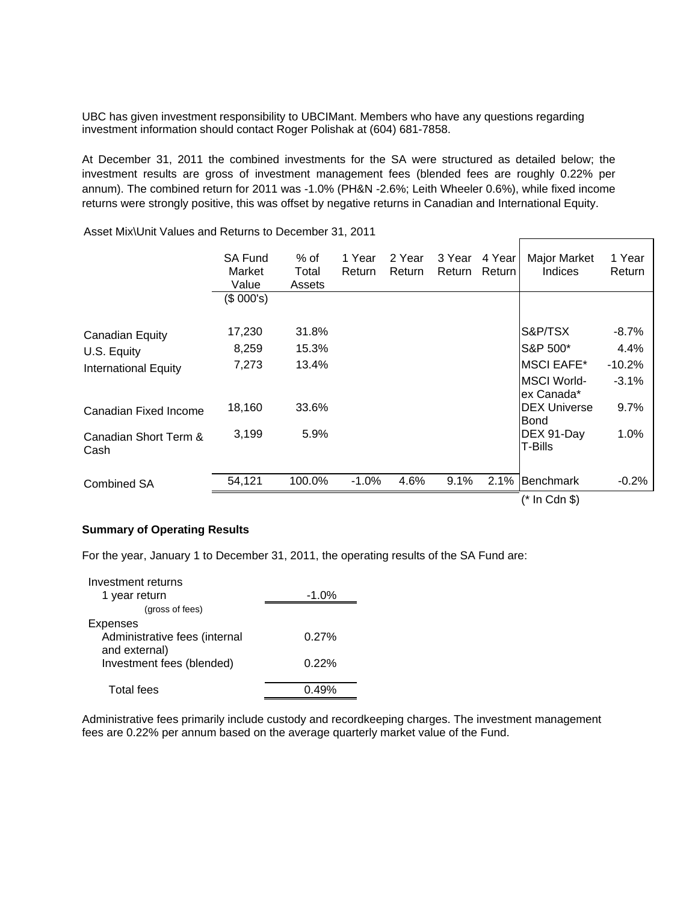UBC has given investment responsibility to UBCIMant. Members who have any questions regarding investment information should contact Roger Polishak at (604) 681-7858.

At December 31, 2011 the combined investments for the SA were structured as detailed below; the investment results are gross of investment management fees (blended fees are roughly 0.22% per annum). The combined return for 2011 was -1.0% (PH&N -2.6%; Leith Wheeler 0.6%), while fixed income returns were strongly positive, this was offset by negative returns in Canadian and International Equity.

Asset Mix\Unit Values and Returns to December 31, 2011

| | SA Fund Market Value ($ 000's) | % of Total Assets | 1 Year Return | 2 Year Return | 3 Year Return | 4 Year Return | Major Market Indices | 1 Year Return |
|---|---|---|---|---|---|---|---|---|
| Canadian Equity | 17,230 | 31.8% | | | | | S&P/TSX | -8.7% |
| U.S. Equity | 8,259 | 15.3% | | | | | S&P 500* | 4.4% |
| International Equity | 7,273 | 13.4% | | | | | MSCI EAFE* | -10.2% |
| | | | | | | | MSCI World-ex Canada* | -3.1% |
| Canadian Fixed Income | 18,160 | 33.6% | | | | | DEX Universe Bond | 9.7% |
| Canadian Short Term & Cash | 3,199 | 5.9% | | | | | DEX 91-Day T-Bills | 1.0% |
| Combined SA | 54,121 | 100.0% | -1.0% | 4.6% | 9.1% | 2.1% | Benchmark | -0.2% |

(* In Cdn $)

**Summary of Operating Results**

For the year, January 1 to December 31, 2011, the operating results of the SA Fund are:

| | |
|---|---|
| Investment returns | |
| 1 year return (gross of fees) | -1.0% |
| Expenses | |
| Administrative fees (internal and external) | 0.27% |
| Investment fees (blended) | 0.22% |
| Total fees | 0.49% |

Administrative fees primarily include custody and recordkeeping charges. The investment management fees are 0.22% per annum based on the average quarterly market value of the Fund.